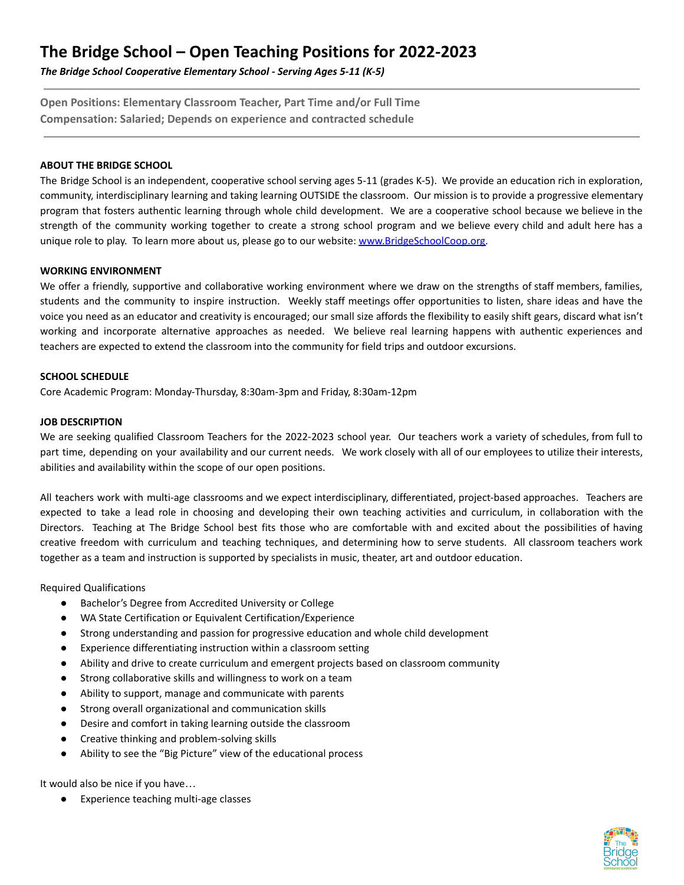# The Bridge School – Open Teaching Positions for 2022-2023

***The Bridge School Cooperative Elementary School - Serving Ages 5-11 (K-5)***

---

**Open Positions: Elementary Classroom Teacher, Part Time and/or Full Time**
**Compensation: Salaried; Depends on experience and contracted schedule**

---

**ABOUT THE BRIDGE SCHOOL**

The Bridge School is an independent, cooperative school serving ages 5-11 (grades K-5). We provide an education rich in exploration, community, interdisciplinary learning and taking learning OUTSIDE the classroom. Our mission is to provide a progressive elementary program that fosters authentic learning through whole child development. We are a cooperative school because we believe in the strength of the community working together to create a strong school program and we believe every child and adult here has a unique role to play. To learn more about us, please go to our website: [www.BridgeSchoolCoop.org](http://www.BridgeSchoolCoop.org).

**WORKING ENVIRONMENT**

We offer a friendly, supportive and collaborative working environment where we draw on the strengths of staff members, families, students and the community to inspire instruction. Weekly staff meetings offer opportunities to listen, share ideas and have the voice you need as an educator and creativity is encouraged; our small size affords the flexibility to easily shift gears, discard what isn't working and incorporate alternative approaches as needed. We believe real learning happens with authentic experiences and teachers are expected to extend the classroom into the community for field trips and outdoor excursions.

**SCHOOL SCHEDULE**

Core Academic Program: Monday-Thursday, 8:30am-3pm and Friday, 8:30am-12pm

**JOB DESCRIPTION**

We are seeking qualified Classroom Teachers for the 2022-2023 school year. Our teachers work a variety of schedules, from full to part time, depending on your availability and our current needs. We work closely with all of our employees to utilize their interests, abilities and availability within the scope of our open positions.

All teachers work with multi-age classrooms and we expect interdisciplinary, differentiated, project-based approaches. Teachers are expected to take a lead role in choosing and developing their own teaching activities and curriculum, in collaboration with the Directors. Teaching at The Bridge School best fits those who are comfortable with and excited about the possibilities of having creative freedom with curriculum and teaching techniques, and determining how to serve students. All classroom teachers work together as a team and instruction is supported by specialists in music, theater, art and outdoor education.

Required Qualifications

- Bachelor's Degree from Accredited University or College
- WA State Certification or Equivalent Certification/Experience
- Strong understanding and passion for progressive education and whole child development
- Experience differentiating instruction within a classroom setting
- Ability and drive to create curriculum and emergent projects based on classroom community
- Strong collaborative skills and willingness to work on a team
- Ability to support, manage and communicate with parents
- Strong overall organizational and communication skills
- Desire and comfort in taking learning outside the classroom
- Creative thinking and problem-solving skills
- Ability to see the "Big Picture" view of the educational process

It would also be nice if you have…

- Experience teaching multi-age classes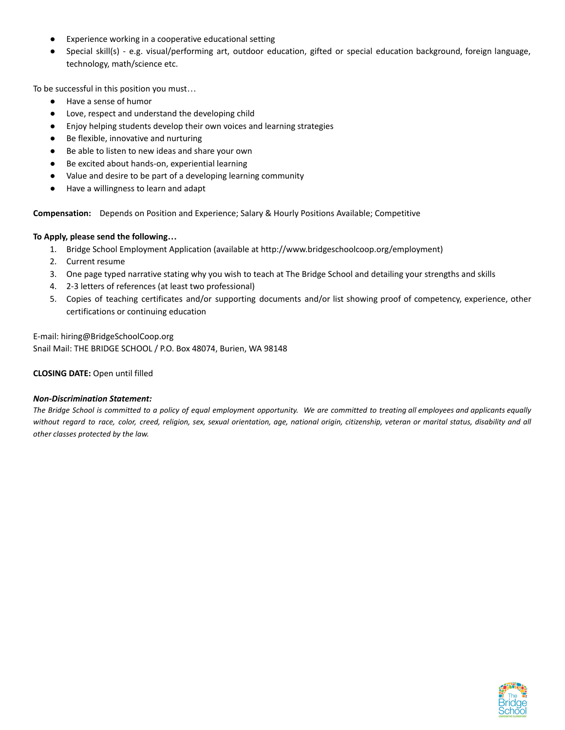- Experience working in a cooperative educational setting
- Special skill(s) - e.g. visual/performing art, outdoor education, gifted or special education background, foreign language, technology, math/science etc.

To be successful in this position you must…

- Have a sense of humor
- Love, respect and understand the developing child
- Enjoy helping students develop their own voices and learning strategies
- Be flexible, innovative and nurturing
- Be able to listen to new ideas and share your own
- Be excited about hands-on, experiential learning
- Value and desire to be part of a developing learning community
- Have a willingness to learn and adapt

**Compensation:** Depends on Position and Experience; Salary & Hourly Positions Available; Competitive

**To Apply, please send the following…**

1. Bridge School Employment Application (available at http://www.bridgeschoolcoop.org/employment)
2. Current resume
3. One page typed narrative stating why you wish to teach at The Bridge School and detailing your strengths and skills
4. 2-3 letters of references (at least two professional)
5. Copies of teaching certificates and/or supporting documents and/or list showing proof of competency, experience, other certifications or continuing education

E-mail: hiring@BridgeSchoolCoop.org
Snail Mail: THE BRIDGE SCHOOL / P.O. Box 48074, Burien, WA 98148

**CLOSING DATE:** Open until filled

***Non-Discrimination Statement:***

*The Bridge School is committed to a policy of equal employment opportunity. We are committed to treating all employees and applicants equally without regard to race, color, creed, religion, sex, sexual orientation, age, national origin, citizenship, veteran or marital status, disability and all other classes protected by the law.*